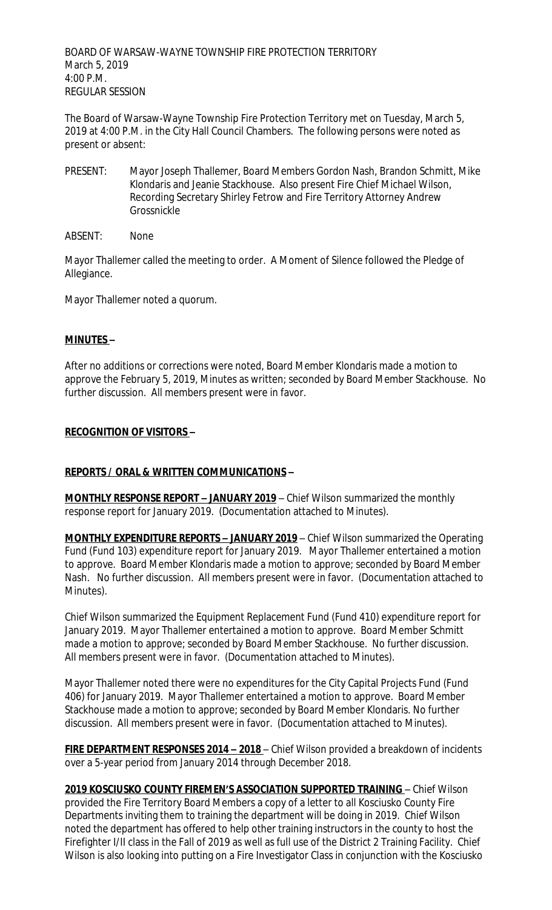BOARD OF WARSAW-WAYNE TOWNSHIP FIRE PROTECTION TERRITORY
March 5, 2019
4:00 P.M.
REGULAR SESSION

The Board of Warsaw-Wayne Township Fire Protection Territory met on Tuesday, March 5, 2019 at 4:00 P.M. in the City Hall Council Chambers. The following persons were noted as present or absent:

PRESENT: Mayor Joseph Thallemer, Board Members Gordon Nash, Brandon Schmitt, Mike Klondaris and Jeanie Stackhouse. Also present Fire Chief Michael Wilson, Recording Secretary Shirley Fetrow and Fire Territory Attorney Andrew Grossnickle

ABSENT: None

Mayor Thallemer called the meeting to order. A Moment of Silence followed the Pledge of Allegiance.

Mayor Thallemer noted a quorum.

**MINUTES –**

After no additions or corrections were noted, Board Member Klondaris made a motion to approve the February 5, 2019, Minutes as written; seconded by Board Member Stackhouse. No further discussion. All members present were in favor.

**RECOGNITION OF VISITORS –**

**REPORTS / ORAL & WRITTEN COMMUNICATIONS –**

**MONTHLY RESPONSE REPORT – JANUARY 2019** – Chief Wilson summarized the monthly response report for January 2019. (Documentation attached to Minutes).

**MONTHLY EXPENDITURE REPORTS – JANUARY 2019** – Chief Wilson summarized the Operating Fund (Fund 103) expenditure report for January 2019. Mayor Thallemer entertained a motion to approve. Board Member Klondaris made a motion to approve; seconded by Board Member Nash. No further discussion. All members present were in favor. (Documentation attached to Minutes).

Chief Wilson summarized the Equipment Replacement Fund (Fund 410) expenditure report for January 2019. Mayor Thallemer entertained a motion to approve. Board Member Schmitt made a motion to approve; seconded by Board Member Stackhouse. No further discussion. All members present were in favor. (Documentation attached to Minutes).

Mayor Thallemer noted there were no expenditures for the City Capital Projects Fund (Fund 406) for January 2019. Mayor Thallemer entertained a motion to approve. Board Member Stackhouse made a motion to approve; seconded by Board Member Klondaris. No further discussion. All members present were in favor. (Documentation attached to Minutes).

**FIRE DEPARTMENT RESPONSES 2014 – 2018** – Chief Wilson provided a breakdown of incidents over a 5-year period from January 2014 through December 2018.

**2019 KOSCIUSKO COUNTY FIREMEN'S ASSOCIATION SUPPORTED TRAINING** – Chief Wilson provided the Fire Territory Board Members a copy of a letter to all Kosciusko County Fire Departments inviting them to training the department will be doing in 2019. Chief Wilson noted the department has offered to help other training instructors in the county to host the Firefighter I/II class in the Fall of 2019 as well as full use of the District 2 Training Facility. Chief Wilson is also looking into putting on a Fire Investigator Class in conjunction with the Kosciusko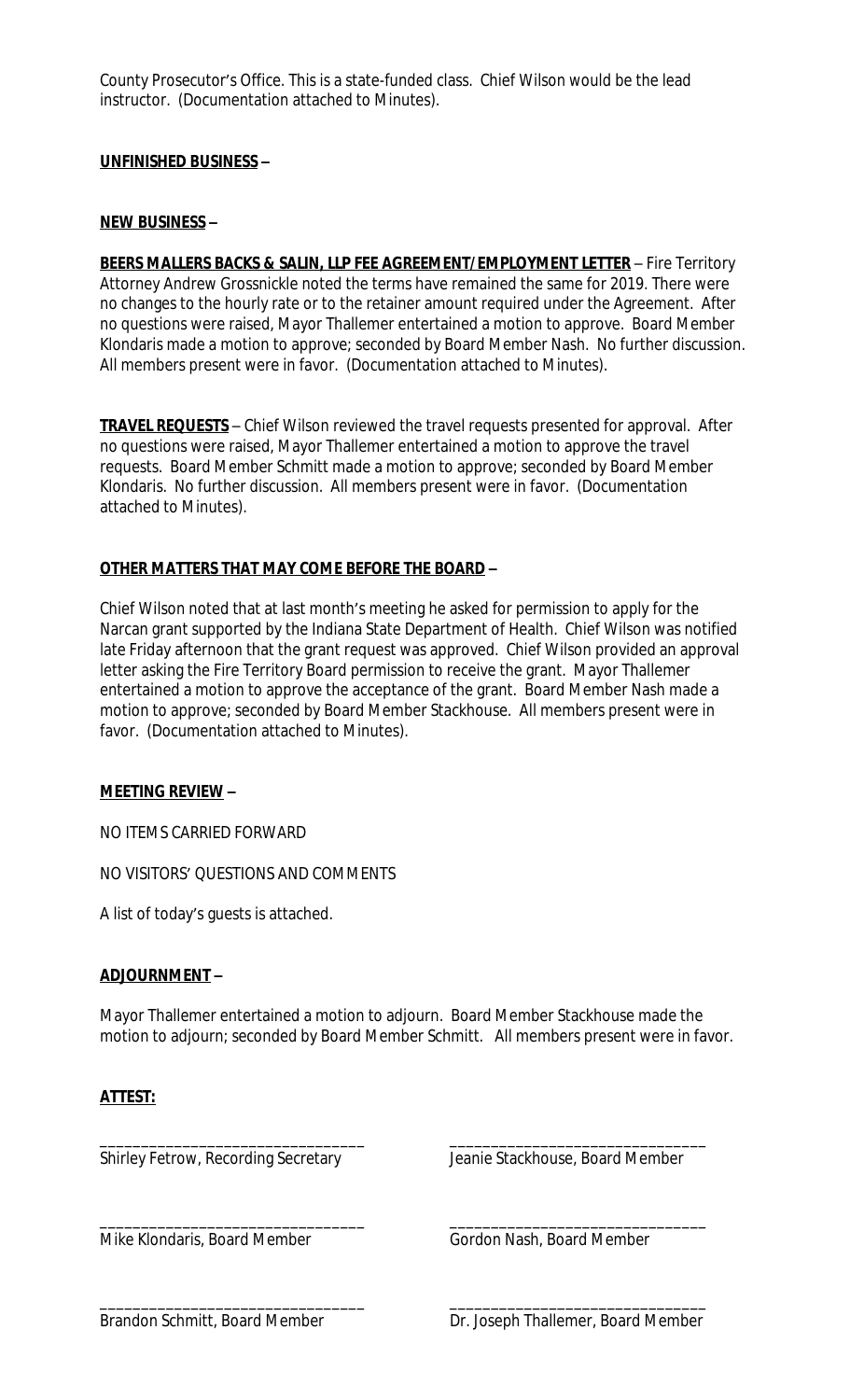County Prosecutor's Office. This is a state-funded class. Chief Wilson would be the lead instructor. (Documentation attached to Minutes).

**UNFINISHED BUSINESS –**

**NEW BUSINESS –**

**BEERS MALLERS BACKS & SALIN, LLP FEE AGREEMENT/EMPLOYMENT LETTER** – Fire Territory Attorney Andrew Grossnickle noted the terms have remained the same for 2019. There were no changes to the hourly rate or to the retainer amount required under the Agreement. After no questions were raised, Mayor Thallemer entertained a motion to approve. Board Member Klondaris made a motion to approve; seconded by Board Member Nash. No further discussion. All members present were in favor. (Documentation attached to Minutes).

**TRAVEL REQUESTS** – Chief Wilson reviewed the travel requests presented for approval. After no questions were raised, Mayor Thallemer entertained a motion to approve the travel requests. Board Member Schmitt made a motion to approve; seconded by Board Member Klondaris. No further discussion. All members present were in favor. (Documentation attached to Minutes).

**OTHER MATTERS THAT MAY COME BEFORE THE BOARD –**

Chief Wilson noted that at last month's meeting he asked for permission to apply for the Narcan grant supported by the Indiana State Department of Health. Chief Wilson was notified late Friday afternoon that the grant request was approved. Chief Wilson provided an approval letter asking the Fire Territory Board permission to receive the grant. Mayor Thallemer entertained a motion to approve the acceptance of the grant. Board Member Nash made a motion to approve; seconded by Board Member Stackhouse. All members present were in favor. (Documentation attached to Minutes).

**MEETING REVIEW –**

NO ITEMS CARRIED FORWARD

NO VISITORS' QUESTIONS AND COMMENTS

A list of today's guests is attached.

**ADJOURNMENT –**

Mayor Thallemer entertained a motion to adjourn. Board Member Stackhouse made the motion to adjourn; seconded by Board Member Schmitt. All members present were in favor.

**ATTEST:**

| | |
|---|---|
| \_\_\_\_\_\_\_\_\_\_\_\_\_\_\_\_\_\_\_\_\_\_\_\_\_\_\_\_\_\_\_ Shirley Fetrow, Recording Secretary | \_\_\_\_\_\_\_\_\_\_\_\_\_\_\_\_\_\_\_\_\_\_\_\_\_\_\_\_\_\_\_ Jeanie Stackhouse, Board Member |
| \_\_\_\_\_\_\_\_\_\_\_\_\_\_\_\_\_\_\_\_\_\_\_\_\_\_\_\_\_\_\_ Mike Klondaris, Board Member | \_\_\_\_\_\_\_\_\_\_\_\_\_\_\_\_\_\_\_\_\_\_\_\_\_\_\_\_\_\_\_ Gordon Nash, Board Member |
| \_\_\_\_\_\_\_\_\_\_\_\_\_\_\_\_\_\_\_\_\_\_\_\_\_\_\_\_\_\_\_ Brandon Schmitt, Board Member | \_\_\_\_\_\_\_\_\_\_\_\_\_\_\_\_\_\_\_\_\_\_\_\_\_\_\_\_\_\_\_ Dr. Joseph Thallemer, Board Member |